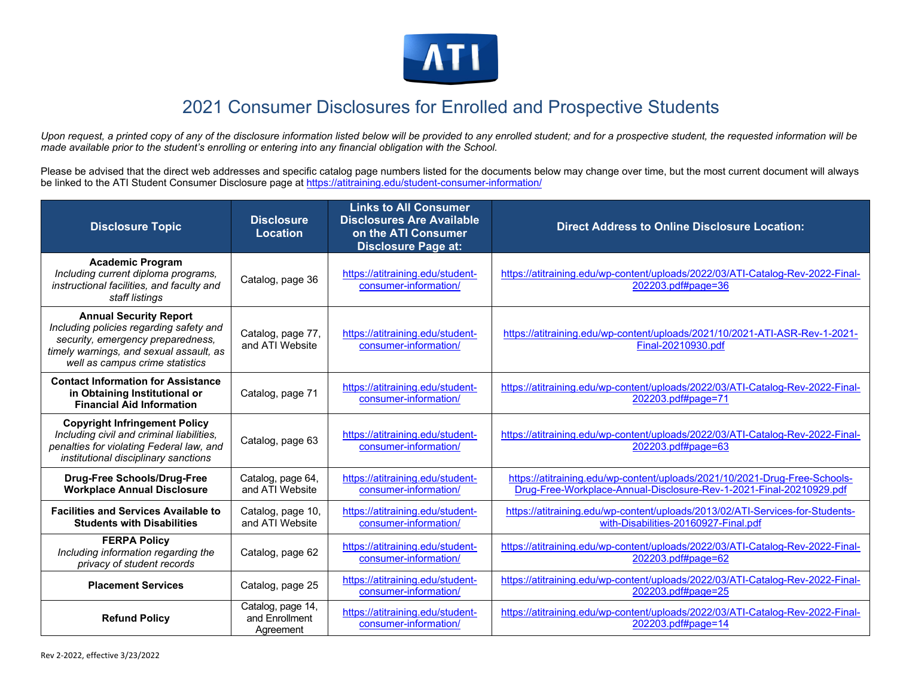# 2021 Consumer Disclosures for Enrolled and Prospective Students

*Upon request, a printed copy of any of the disclosure information listed below will be provided to any enrolled student; and for a prospective student, the requested information will be made available prior to the student's enrolling or entering into any financial obligation with the School.*

Please be advised that the direct web addresses and specific catalog page numbers listed for the documents below may change over time, but the most current document will always be linked to the ATI Student Consumer Disclosure page at https://atitraining.edu/student-consumer-information/

| Disclosure Topic | Disclosure Location | Links to All Consumer Disclosures Are Available on the ATI Consumer Disclosure Page at: | Direct Address to Online Disclosure Location: |
|---|---|---|---|
| **Academic Program** *Including current diploma programs, instructional facilities, and faculty and staff listings* | Catalog, page 36 | https://atitraining.edu/student-consumer-information/ | https://atitraining.edu/wp-content/uploads/2022/03/ATI-Catalog-Rev-2022-Final-202203.pdf#page=36 |
| **Annual Security Report** *Including policies regarding safety and security, emergency preparedness, timely warnings, and sexual assault, as well as campus crime statistics* | Catalog, page 77, and ATI Website | https://atitraining.edu/student-consumer-information/ | https://atitraining.edu/wp-content/uploads/2021/10/2021-ATI-ASR-Rev-1-2021-Final-20210930.pdf |
| **Contact Information for Assistance in Obtaining Institutional or Financial Aid Information** | Catalog, page 71 | https://atitraining.edu/student-consumer-information/ | https://atitraining.edu/wp-content/uploads/2022/03/ATI-Catalog-Rev-2022-Final-202203.pdf#page=71 |
| **Copyright Infringement Policy** *Including civil and criminal liabilities, penalties for violating Federal law, and institutional disciplinary sanctions* | Catalog, page 63 | https://atitraining.edu/student-consumer-information/ | https://atitraining.edu/wp-content/uploads/2022/03/ATI-Catalog-Rev-2022-Final-202203.pdf#page=63 |
| **Drug-Free Schools/Drug-Free Workplace Annual Disclosure** | Catalog, page 64, and ATI Website | https://atitraining.edu/student-consumer-information/ | https://atitraining.edu/wp-content/uploads/2021/10/2021-Drug-Free-Schools-Drug-Free-Workplace-Annual-Disclosure-Rev-1-2021-Final-20210929.pdf |
| **Facilities and Services Available to Students with Disabilities** | Catalog, page 10, and ATI Website | https://atitraining.edu/student-consumer-information/ | https://atitraining.edu/wp-content/uploads/2013/02/ATI-Services-for-Students-with-Disabilities-20160927-Final.pdf |
| **FERPA Policy** *Including information regarding the privacy of student records* | Catalog, page 62 | https://atitraining.edu/student-consumer-information/ | https://atitraining.edu/wp-content/uploads/2022/03/ATI-Catalog-Rev-2022-Final-202203.pdf#page=62 |
| **Placement Services** | Catalog, page 25 | https://atitraining.edu/student-consumer-information/ | https://atitraining.edu/wp-content/uploads/2022/03/ATI-Catalog-Rev-2022-Final-202203.pdf#page=25 |
| **Refund Policy** | Catalog, page 14, and Enrollment Agreement | https://atitraining.edu/student-consumer-information/ | https://atitraining.edu/wp-content/uploads/2022/03/ATI-Catalog-Rev-2022-Final-202203.pdf#page=14 |

Rev 2-2022, effective 3/23/2022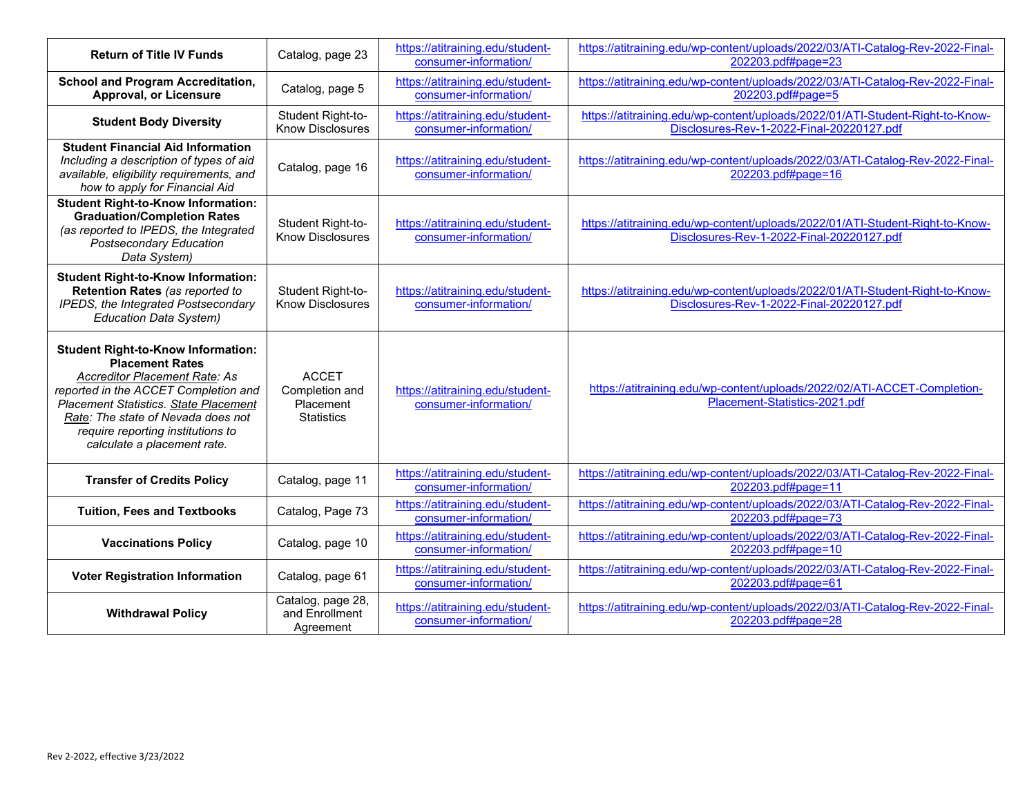| | | | |
|---|---|---|---|
| **Return of Title IV Funds** | Catalog, page 23 | https://atitraining.edu/student-consumer-information/ | https://atitraining.edu/wp-content/uploads/2022/03/ATI-Catalog-Rev-2022-Final-202203.pdf#page=23 |
| **School and Program Accreditation, Approval, or Licensure** | Catalog, page 5 | https://atitraining.edu/student-consumer-information/ | https://atitraining.edu/wp-content/uploads/2022/03/ATI-Catalog-Rev-2022-Final-202203.pdf#page=5 |
| **Student Body Diversity** | Student Right-to-Know Disclosures | https://atitraining.edu/student-consumer-information/ | https://atitraining.edu/wp-content/uploads/2022/01/ATI-Student-Right-to-Know-Disclosures-Rev-1-2022-Final-20220127.pdf |
| **Student Financial Aid Information** *Including a description of types of aid available, eligibility requirements, and how to apply for Financial Aid* | Catalog, page 16 | https://atitraining.edu/student-consumer-information/ | https://atitraining.edu/wp-content/uploads/2022/03/ATI-Catalog-Rev-2022-Final-202203.pdf#page=16 |
| **Student Right-to-Know Information: Graduation/Completion Rates** *(as reported to IPEDS, the Integrated Postsecondary Education Data System)* | Student Right-to-Know Disclosures | https://atitraining.edu/student-consumer-information/ | https://atitraining.edu/wp-content/uploads/2022/01/ATI-Student-Right-to-Know-Disclosures-Rev-1-2022-Final-20220127.pdf |
| **Student Right-to-Know Information: Retention Rates** *(as reported to IPEDS, the Integrated Postsecondary Education Data System)* | Student Right-to-Know Disclosures | https://atitraining.edu/student-consumer-information/ | https://atitraining.edu/wp-content/uploads/2022/01/ATI-Student-Right-to-Know-Disclosures-Rev-1-2022-Final-20220127.pdf |
| **Student Right-to-Know Information: Placement Rates** *Accreditor Placement Rate: As reported in the ACCET Completion and Placement Statistics. State Placement Rate: The state of Nevada does not require reporting institutions to calculate a placement rate.* | ACCET Completion and Placement Statistics | https://atitraining.edu/student-consumer-information/ | https://atitraining.edu/wp-content/uploads/2022/02/ATI-ACCET-Completion-Placement-Statistics-2021.pdf |
| **Transfer of Credits Policy** | Catalog, page 11 | https://atitraining.edu/student-consumer-information/ | https://atitraining.edu/wp-content/uploads/2022/03/ATI-Catalog-Rev-2022-Final-202203.pdf#page=11 |
| **Tuition, Fees and Textbooks** | Catalog, Page 73 | https://atitraining.edu/student-consumer-information/ | https://atitraining.edu/wp-content/uploads/2022/03/ATI-Catalog-Rev-2022-Final-202203.pdf#page=73 |
| **Vaccinations Policy** | Catalog, page 10 | https://atitraining.edu/student-consumer-information/ | https://atitraining.edu/wp-content/uploads/2022/03/ATI-Catalog-Rev-2022-Final-202203.pdf#page=10 |
| **Voter Registration Information** | Catalog, page 61 | https://atitraining.edu/student-consumer-information/ | https://atitraining.edu/wp-content/uploads/2022/03/ATI-Catalog-Rev-2022-Final-202203.pdf#page=61 |
| **Withdrawal Policy** | Catalog, page 28, and Enrollment Agreement | https://atitraining.edu/student-consumer-information/ | https://atitraining.edu/wp-content/uploads/2022/03/ATI-Catalog-Rev-2022-Final-202203.pdf#page=28 |

Rev 2-2022, effective 3/23/2022